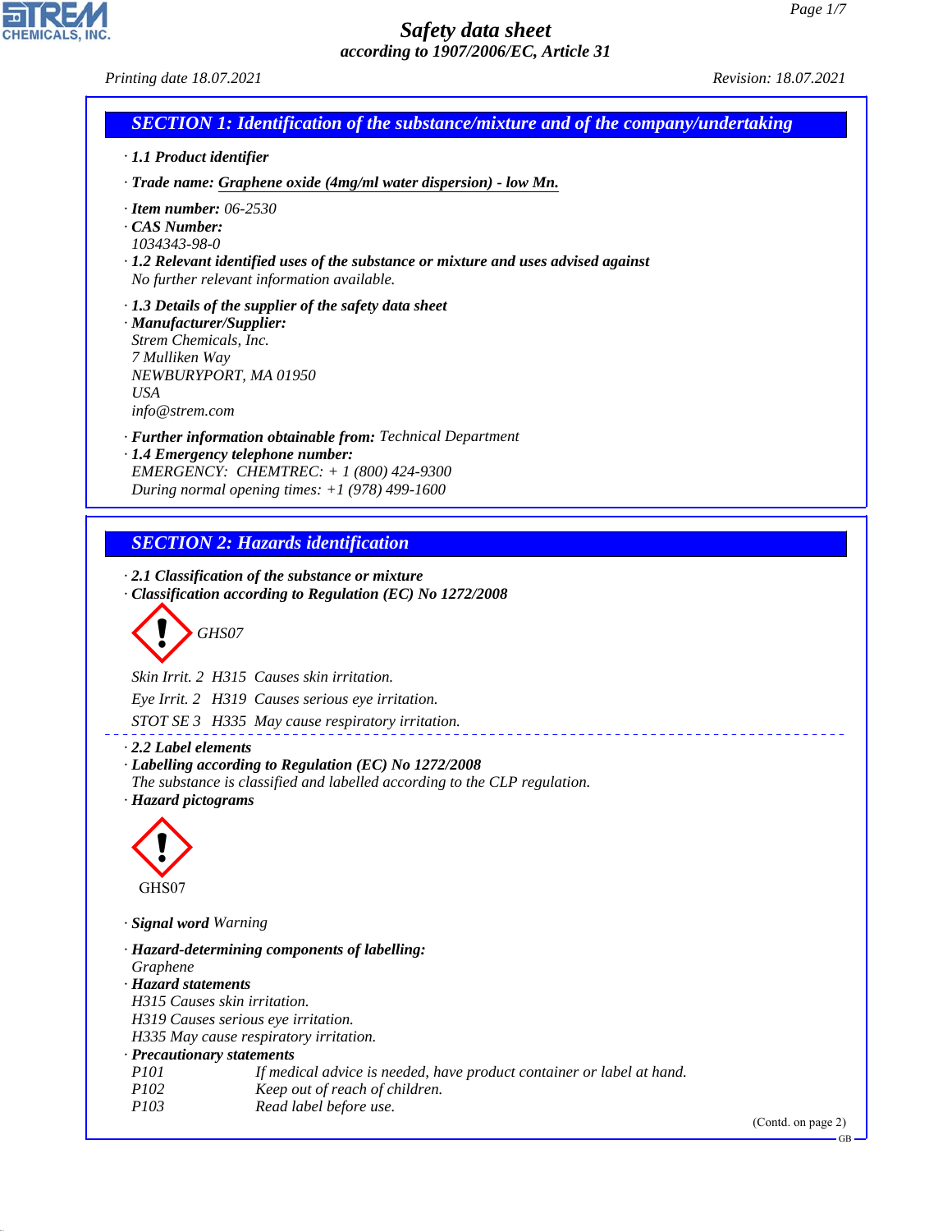# Safety data sheet

*according to 1907/2006/EC, Article 31*

*Printing date 18.07.2021* *Revision: 18.07.2021*

## SECTION 1: Identification of the substance/mixture and of the company/undertaking

· **1.1 Product identifier**

· **Trade name:** **Graphene oxide (4mg/ml water dispersion) - low Mn.**

· **Item number:** 06-2530
· **CAS Number:**
1034343-98-0
· **1.2 Relevant identified uses of the substance or mixture and uses advised against**
No further relevant information available.

· **1.3 Details of the supplier of the safety data sheet**
· **Manufacturer/Supplier:**
Strem Chemicals, Inc.
7 Mulliken Way
NEWBURYPORT, MA 01950
USA
info@strem.com

· **Further information obtainable from:** Technical Department
· **1.4 Emergency telephone number:**
EMERGENCY: CHEMTREC: + 1 (800) 424-9300
During normal opening times: +1 (978) 499-1600

## SECTION 2: Hazards identification

· **2.1 Classification of the substance or mixture**
· **Classification according to Regulation (EC) No 1272/2008**

GHS07

Skin Irrit. 2 H315 Causes skin irritation.

Eye Irrit. 2 H319 Causes serious eye irritation.

STOT SE 3 H335 May cause respiratory irritation.

· **2.2 Label elements**
· **Labelling according to Regulation (EC) No 1272/2008**
The substance is classified and labelled according to the CLP regulation.
· **Hazard pictograms**

GHS07

· **Signal word** Warning

· **Hazard-determining components of labelling:**
Graphene
· **Hazard statements**
H315 Causes skin irritation.
H319 Causes serious eye irritation.
H335 May cause respiratory irritation.
· **Precautionary statements**

| | |
|---|---|
| P101 | If medical advice is needed, have product container or label at hand. |
| P102 | Keep out of reach of children. |
| P103 | Read label before use. |

(Contd. on page 2)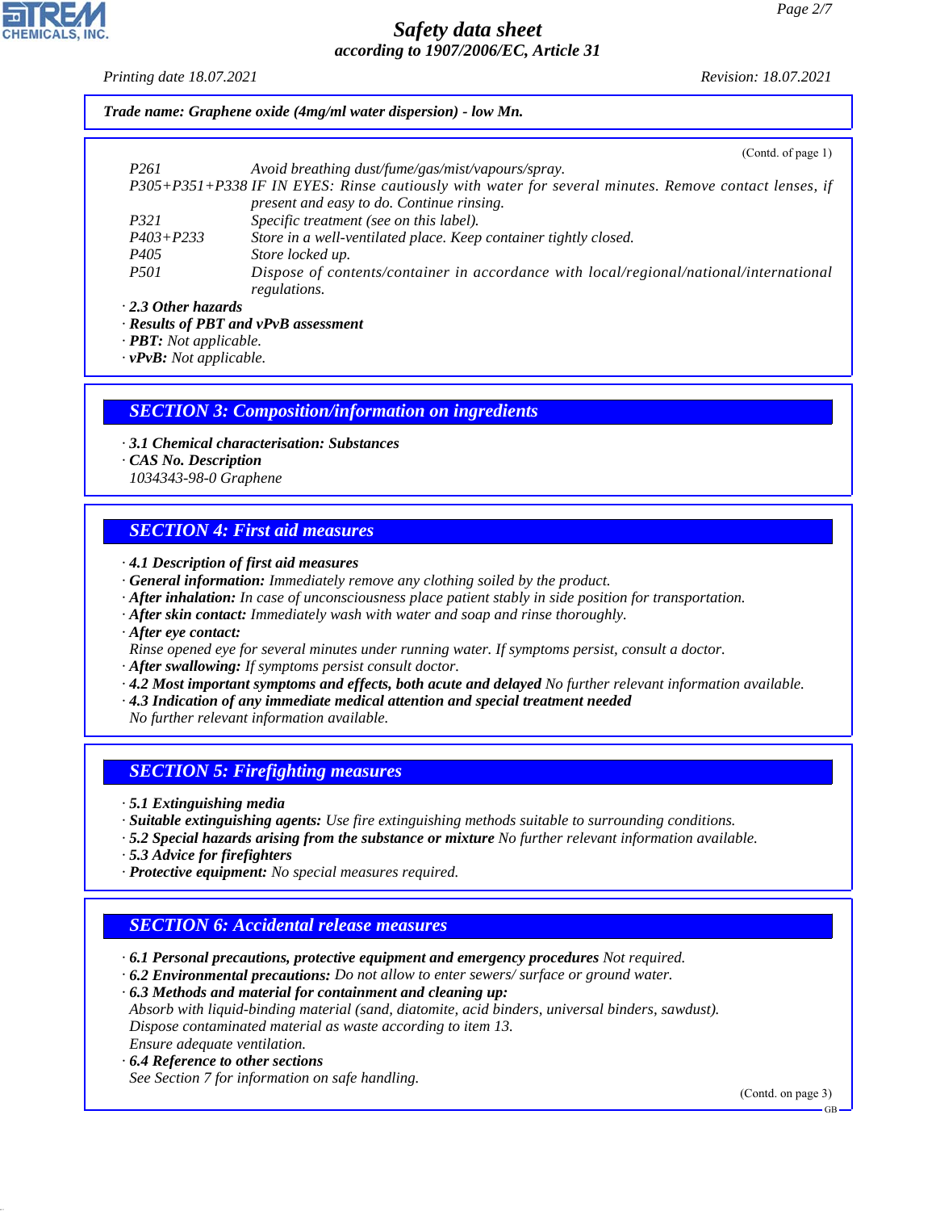**Trade name: Graphene oxide (4mg/ml water dispersion) - low Mn.**

(Contd. of page 1)

| | |
|---|---|
| P261 | Avoid breathing dust/fume/gas/mist/vapours/spray. |
| P305+P351+P338 | IF IN EYES: Rinse cautiously with water for several minutes. Remove contact lenses, if present and easy to do. Continue rinsing. |
| P321 | Specific treatment (see on this label). |
| P403+P233 | Store in a well-ventilated place. Keep container tightly closed. |
| P405 | Store locked up. |
| P501 | Dispose of contents/container in accordance with local/regional/national/international regulations. |

· **2.3 Other hazards**
· **Results of PBT and vPvB assessment**
· **PBT:** Not applicable.
· **vPvB:** Not applicable.

## SECTION 3: Composition/information on ingredients

· **3.1 Chemical characterisation: Substances**
· **CAS No. Description**
1034343-98-0 Graphene

## SECTION 4: First aid measures

· **4.1 Description of first aid measures**
· **General information:** Immediately remove any clothing soiled by the product.
· **After inhalation:** In case of unconsciousness place patient stably in side position for transportation.
· **After skin contact:** Immediately wash with water and soap and rinse thoroughly.
· **After eye contact:**
Rinse opened eye for several minutes under running water. If symptoms persist, consult a doctor.
· **After swallowing:** If symptoms persist consult doctor.
· **4.2 Most important symptoms and effects, both acute and delayed** No further relevant information available.
· **4.3 Indication of any immediate medical attention and special treatment needed**
No further relevant information available.

## SECTION 5: Firefighting measures

· **5.1 Extinguishing media**
· **Suitable extinguishing agents:** Use fire extinguishing methods suitable to surrounding conditions.
· **5.2 Special hazards arising from the substance or mixture** No further relevant information available.
· **5.3 Advice for firefighters**
· **Protective equipment:** No special measures required.

## SECTION 6: Accidental release measures

· **6.1 Personal precautions, protective equipment and emergency procedures** Not required.
· **6.2 Environmental precautions:** Do not allow to enter sewers/ surface or ground water.
· **6.3 Methods and material for containment and cleaning up:**
Absorb with liquid-binding material (sand, diatomite, acid binders, universal binders, sawdust).
Dispose contaminated material as waste according to item 13.
Ensure adequate ventilation.
· **6.4 Reference to other sections**
See Section 7 for information on safe handling.

(Contd. on page 3)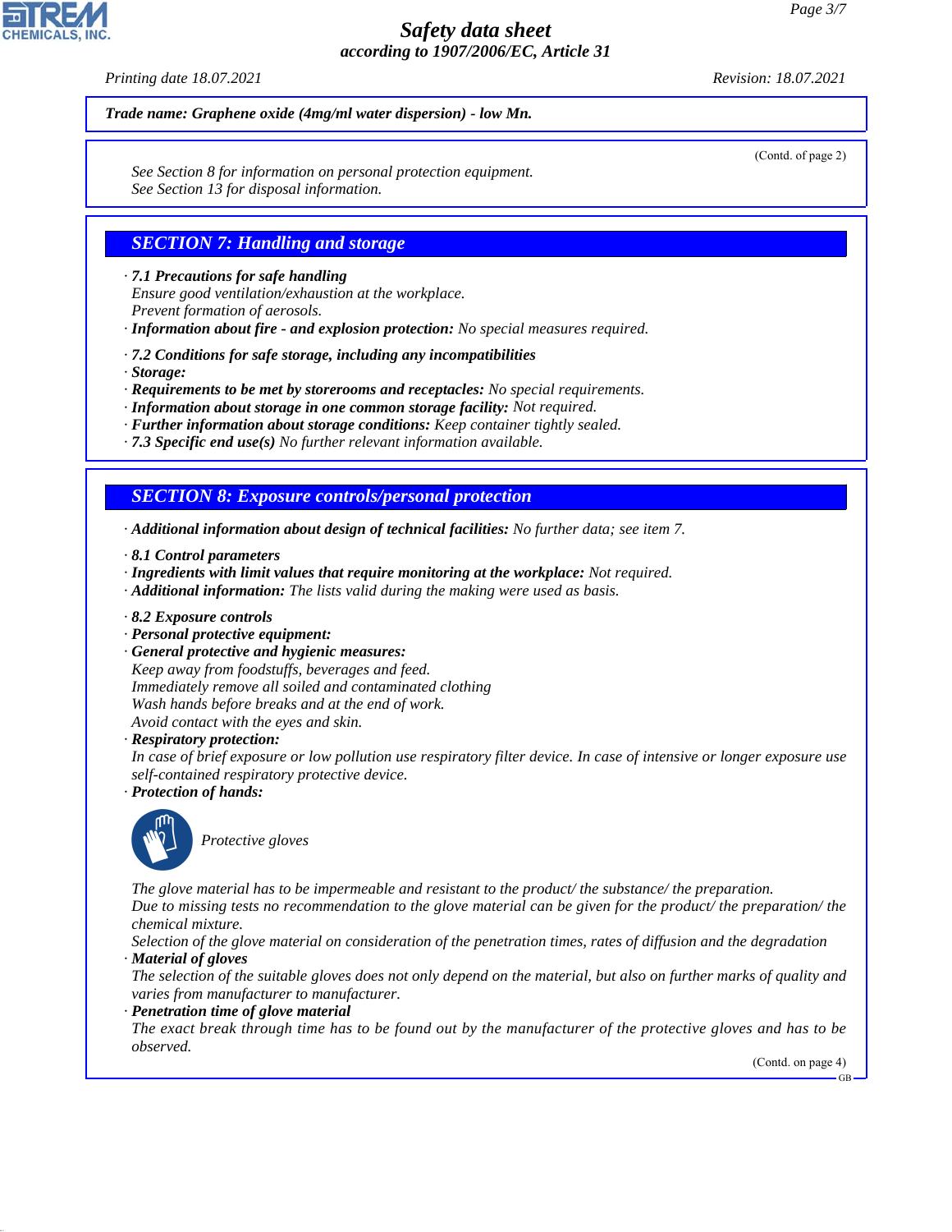**Trade name: Graphene oxide (4mg/ml water dispersion) - low Mn.**

(Contd. of page 2)

See Section 8 for information on personal protection equipment.
See Section 13 for disposal information.

## SECTION 7: Handling and storage

· **7.1 Precautions for safe handling**
Ensure good ventilation/exhaustion at the workplace.
Prevent formation of aerosols.
· **Information about fire - and explosion protection:** No special measures required.

· **7.2 Conditions for safe storage, including any incompatibilities**
· **Storage:**
· **Requirements to be met by storerooms and receptacles:** No special requirements.
· **Information about storage in one common storage facility:** Not required.
· **Further information about storage conditions:** Keep container tightly sealed.
· **7.3 Specific end use(s)** No further relevant information available.

## SECTION 8: Exposure controls/personal protection

· **Additional information about design of technical facilities:** No further data; see item 7.

· **8.1 Control parameters**
· **Ingredients with limit values that require monitoring at the workplace:** Not required.
· **Additional information:** The lists valid during the making were used as basis.

· **8.2 Exposure controls**
· **Personal protective equipment:**
· **General protective and hygienic measures:**
Keep away from foodstuffs, beverages and feed.
Immediately remove all soiled and contaminated clothing
Wash hands before breaks and at the end of work.
Avoid contact with the eyes and skin.
· **Respiratory protection:**
In case of brief exposure or low pollution use respiratory filter device. In case of intensive or longer exposure use self-contained respiratory protective device.
· **Protection of hands:**

Protective gloves

The glove material has to be impermeable and resistant to the product/ the substance/ the preparation.
Due to missing tests no recommendation to the glove material can be given for the product/ the preparation/ the chemical mixture.
Selection of the glove material on consideration of the penetration times, rates of diffusion and the degradation
· **Material of gloves**
The selection of the suitable gloves does not only depend on the material, but also on further marks of quality and varies from manufacturer to manufacturer.
· **Penetration time of glove material**
The exact break through time has to be found out by the manufacturer of the protective gloves and has to be observed.

(Contd. on page 4)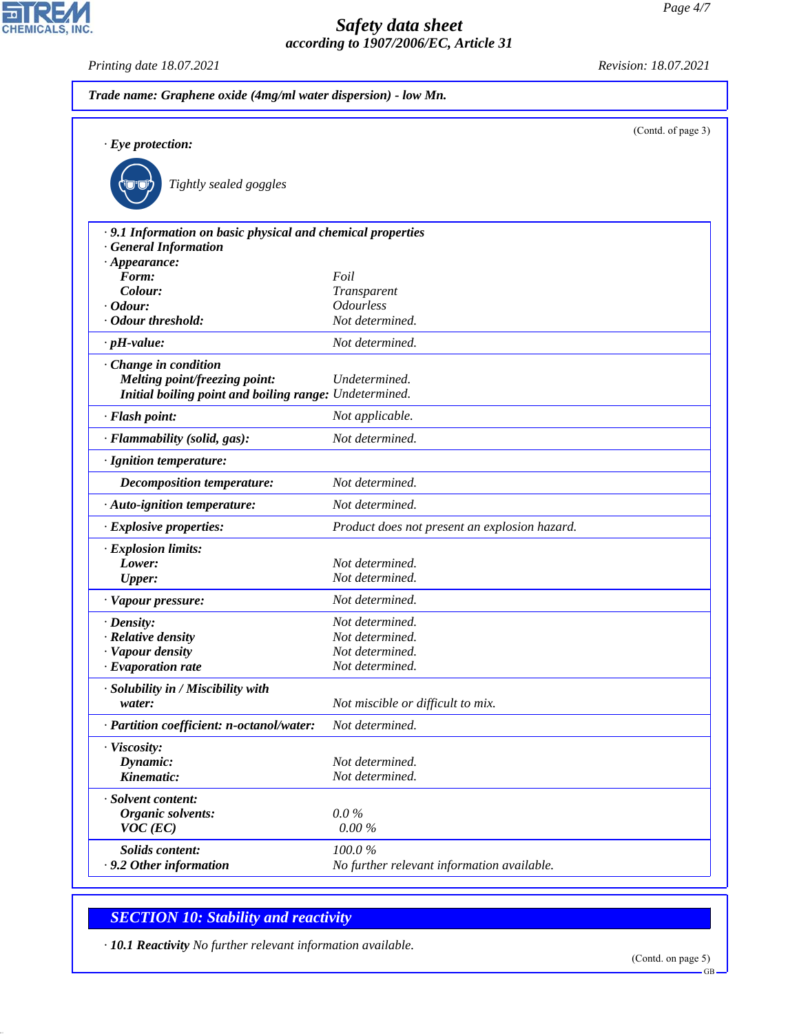Trade name: **Graphene oxide (4mg/ml water dispersion) - low Mn.**

(Contd. of page 3)

· **Eye protection:**

Tightly sealed goggles

· **9.1 Information on basic physical and chemical properties**
· **General Information**

| Property | Value |
|---|---|
| · **Appearance:** | |
| **Form:** | Foil |
| **Colour:** | Transparent |
| · **Odour:** | Odourless |
| · **Odour threshold:** | Not determined. |
| · **pH-value:** | Not determined. |
| · **Change in condition** | |
| **Melting point/freezing point:** | Undetermined. |
| **Initial boiling point and boiling range:** | Undetermined. |
| · **Flash point:** | Not applicable. |
| · **Flammability (solid, gas):** | Not determined. |
| · **Ignition temperature:** | |
| **Decomposition temperature:** | Not determined. |
| · **Auto-ignition temperature:** | Not determined. |
| · **Explosive properties:** | Product does not present an explosion hazard. |
| · **Explosion limits:** | |
| **Lower:** | Not determined. |
| **Upper:** | Not determined. |
| · **Vapour pressure:** | Not determined. |
| · **Density:** | Not determined. |
| · **Relative density** | Not determined. |
| · **Vapour density** | Not determined. |
| · **Evaporation rate** | Not determined. |
| · **Solubility in / Miscibility with** | |
| **water:** | Not miscible or difficult to mix. |
| · **Partition coefficient: n-octanol/water:** | Not determined. |
| · **Viscosity:** | |
| **Dynamic:** | Not determined. |
| **Kinematic:** | Not determined. |
| · **Solvent content:** | |
| **Organic solvents:** | 0.0 % |
| **VOC (EC)** | 0.00 % |
| **Solids content:** | 100.0 % |
| · **9.2 Other information** | No further relevant information available. |

## SECTION 10: Stability and reactivity

· **10.1 Reactivity** No further relevant information available.

(Contd. on page 5)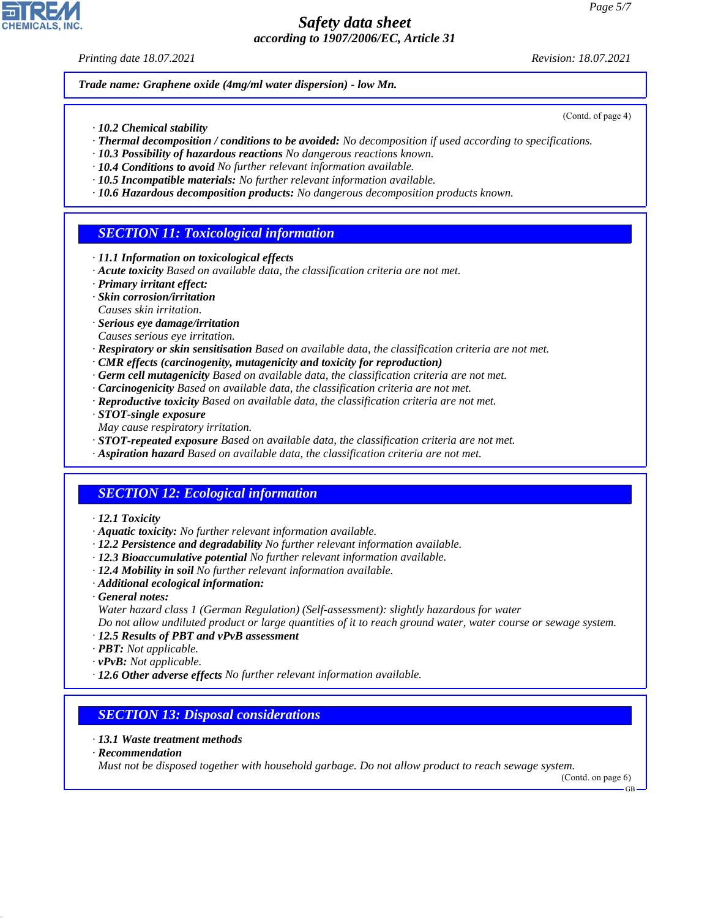Trade name: Graphene oxide (4mg/ml water dispersion) - low Mn.

(Contd. of page 4)

· **10.2 Chemical stability**
· **Thermal decomposition / conditions to be avoided:** No decomposition if used according to specifications.
· **10.3 Possibility of hazardous reactions** No dangerous reactions known.
· **10.4 Conditions to avoid** No further relevant information available.
· **10.5 Incompatible materials:** No further relevant information available.
· **10.6 Hazardous decomposition products:** No dangerous decomposition products known.

## SECTION 11: Toxicological information

· **11.1 Information on toxicological effects**
· **Acute toxicity** Based on available data, the classification criteria are not met.
· **Primary irritant effect:**
· **Skin corrosion/irritation**
Causes skin irritation.
· **Serious eye damage/irritation**
Causes serious eye irritation.
· **Respiratory or skin sensitisation** Based on available data, the classification criteria are not met.
· **CMR effects (carcinogenity, mutagenicity and toxicity for reproduction)**
· **Germ cell mutagenicity** Based on available data, the classification criteria are not met.
· **Carcinogenicity** Based on available data, the classification criteria are not met.
· **Reproductive toxicity** Based on available data, the classification criteria are not met.
· **STOT-single exposure**
May cause respiratory irritation.
· **STOT-repeated exposure** Based on available data, the classification criteria are not met.
· **Aspiration hazard** Based on available data, the classification criteria are not met.

## SECTION 12: Ecological information

· **12.1 Toxicity**
· **Aquatic toxicity:** No further relevant information available.
· **12.2 Persistence and degradability** No further relevant information available.
· **12.3 Bioaccumulative potential** No further relevant information available.
· **12.4 Mobility in soil** No further relevant information available.
· **Additional ecological information:**
· **General notes:**
Water hazard class 1 (German Regulation) (Self-assessment): slightly hazardous for water
Do not allow undiluted product or large quantities of it to reach ground water, water course or sewage system.
· **12.5 Results of PBT and vPvB assessment**
· **PBT:** Not applicable.
· **vPvB:** Not applicable.
· **12.6 Other adverse effects** No further relevant information available.

## SECTION 13: Disposal considerations

· **13.1 Waste treatment methods**
· **Recommendation**
Must not be disposed together with household garbage. Do not allow product to reach sewage system.

(Contd. on page 6)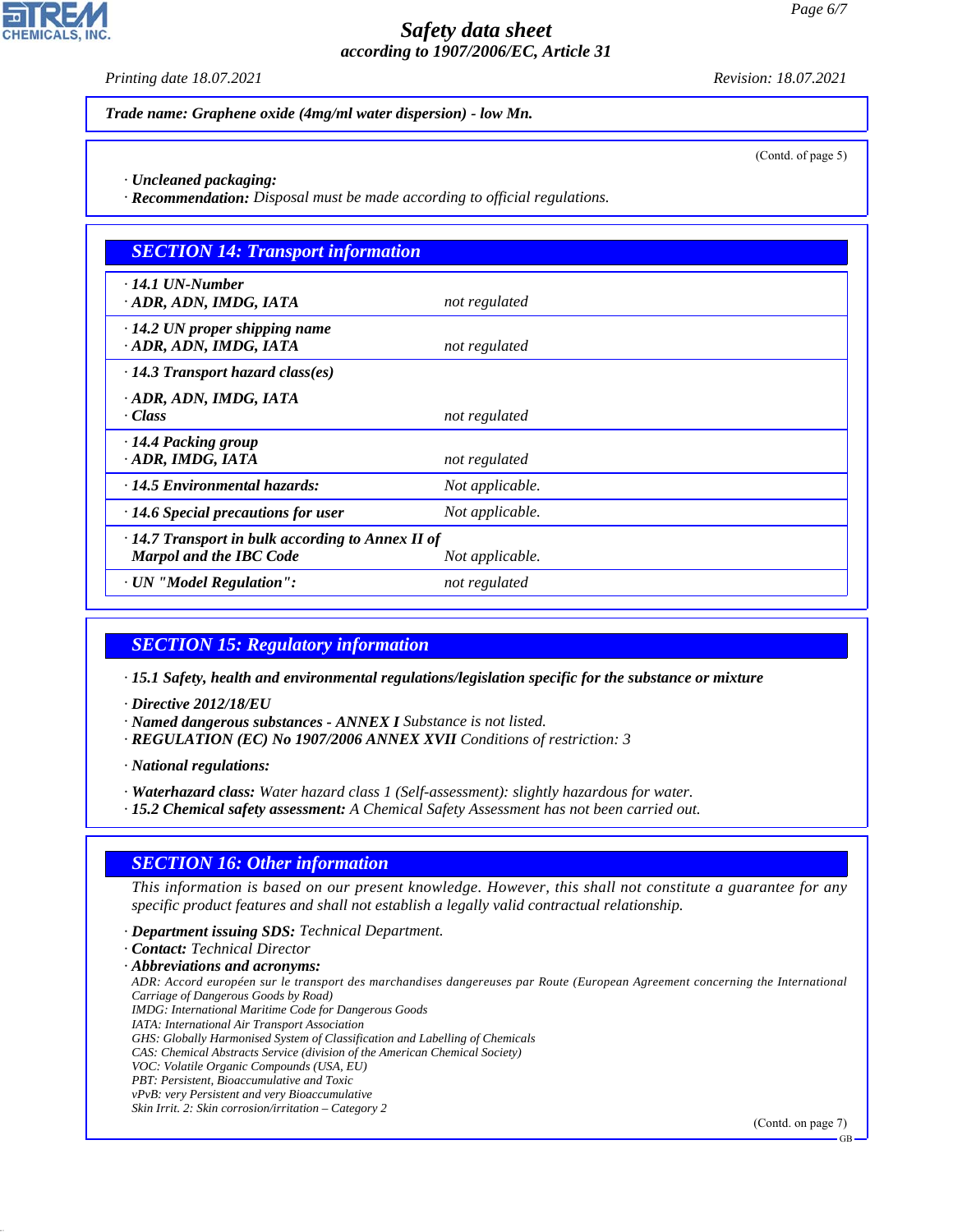Trade name: **Graphene oxide (4mg/ml water dispersion) - low Mn.**

(Contd. of page 5)

· **Uncleaned packaging:**
· **Recommendation:** Disposal must be made according to official regulations.

## SECTION 14: Transport information

| | |
|---|---|
| · **14.1 UN-Number**<br>· **ADR, ADN, IMDG, IATA** | not regulated |
| · **14.2 UN proper shipping name**<br>· **ADR, ADN, IMDG, IATA** | not regulated |
| · **14.3 Transport hazard class(es)**<br>· **ADR, ADN, IMDG, IATA**<br>· **Class** | not regulated |
| · **14.4 Packing group**<br>· **ADR, IMDG, IATA** | not regulated |
| · **14.5 Environmental hazards:** | Not applicable. |
| · **14.6 Special precautions for user** | Not applicable. |
| · **14.7 Transport in bulk according to Annex II of Marpol and the IBC Code** | Not applicable. |
| · **UN "Model Regulation":** | not regulated |

## SECTION 15: Regulatory information

· **15.1 Safety, health and environmental regulations/legislation specific for the substance or mixture**

· **Directive 2012/18/EU**
· **Named dangerous substances - ANNEX I** Substance is not listed.
· **REGULATION (EC) No 1907/2006 ANNEX XVII** Conditions of restriction: 3

· **National regulations:**

· **Waterhazard class:** Water hazard class 1 (Self-assessment): slightly hazardous for water.
· **15.2 Chemical safety assessment:** A Chemical Safety Assessment has not been carried out.

## SECTION 16: Other information

This information is based on our present knowledge. However, this shall not constitute a guarantee for any specific product features and shall not establish a legally valid contractual relationship.

· **Department issuing SDS:** Technical Department.
· **Contact:** Technical Director
· **Abbreviations and acronyms:**
ADR: Accord européen sur le transport des marchandises dangereuses par Route (European Agreement concerning the International Carriage of Dangerous Goods by Road)
IMDG: International Maritime Code for Dangerous Goods
IATA: International Air Transport Association
GHS: Globally Harmonised System of Classification and Labelling of Chemicals
CAS: Chemical Abstracts Service (division of the American Chemical Society)
VOC: Volatile Organic Compounds (USA, EU)
PBT: Persistent, Bioaccumulative and Toxic
vPvB: very Persistent and very Bioaccumulative
Skin Irrit. 2: Skin corrosion/irritation – Category 2

(Contd. on page 7)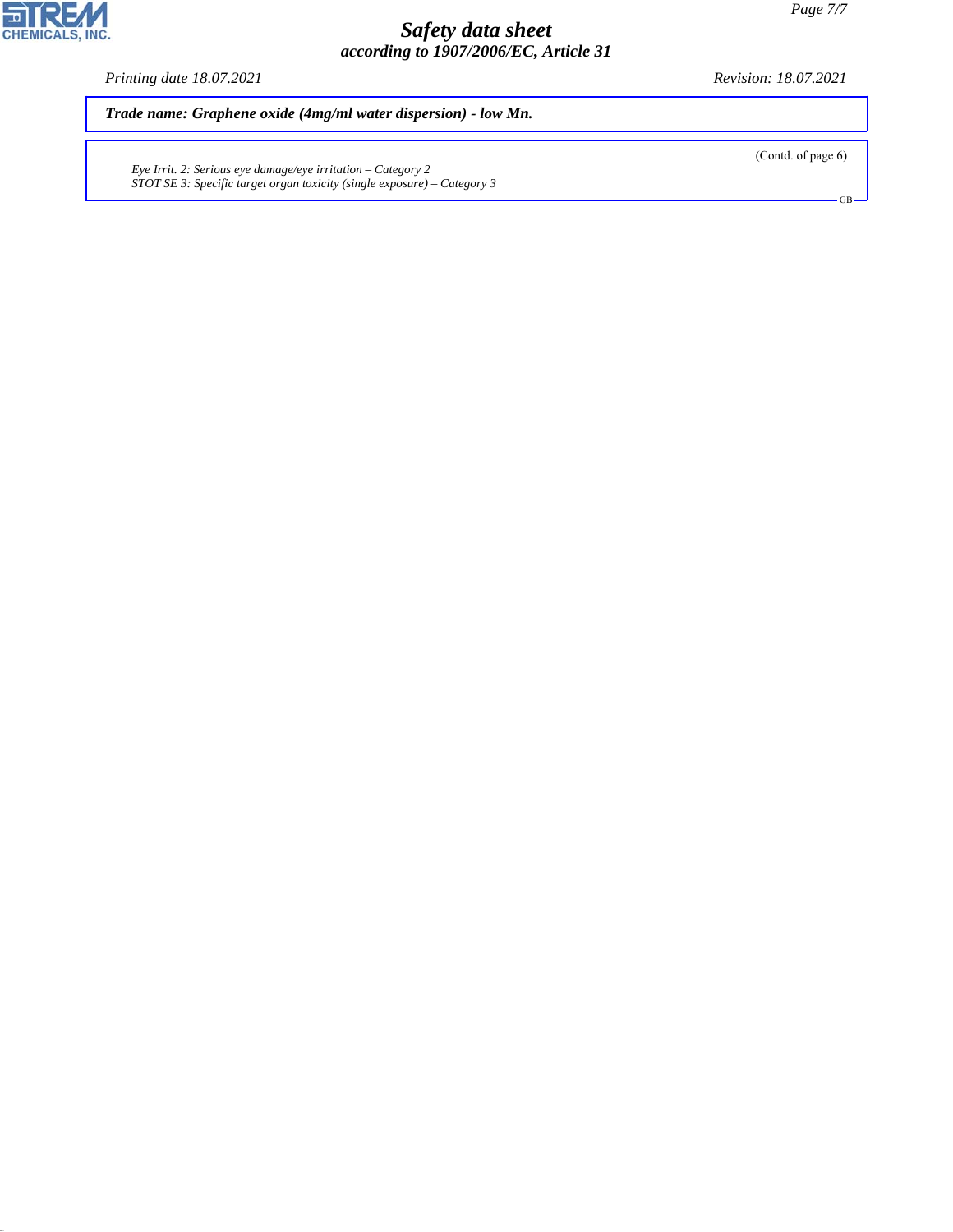Eye Irrit. 2: Serious eye damage/eye irritation – Category 2
STOT SE 3: Specific target organ toxicity (single exposure) – Category 3